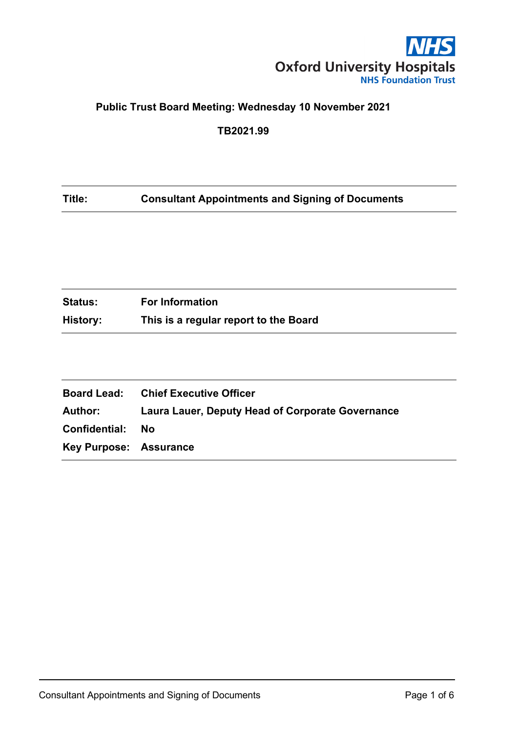Oxford University Hospitals
NHS Foundation Trust

**Public Trust Board Meeting: Wednesday 10 November 2021**

**TB2021.99**

| | |
|---|---|
| **Title:** | **Consultant Appointments and Signing of Documents** |

| | |
|---|---|
| **Status:** | **For Information** |
| **History:** | **This is a regular report to the Board** |

| | |
|---|---|
| **Board Lead:** | **Chief Executive Officer** |
| **Author:** | **Laura Lauer, Deputy Head of Corporate Governance** |
| **Confidential:** | **No** |
| **Key Purpose:** | **Assurance** |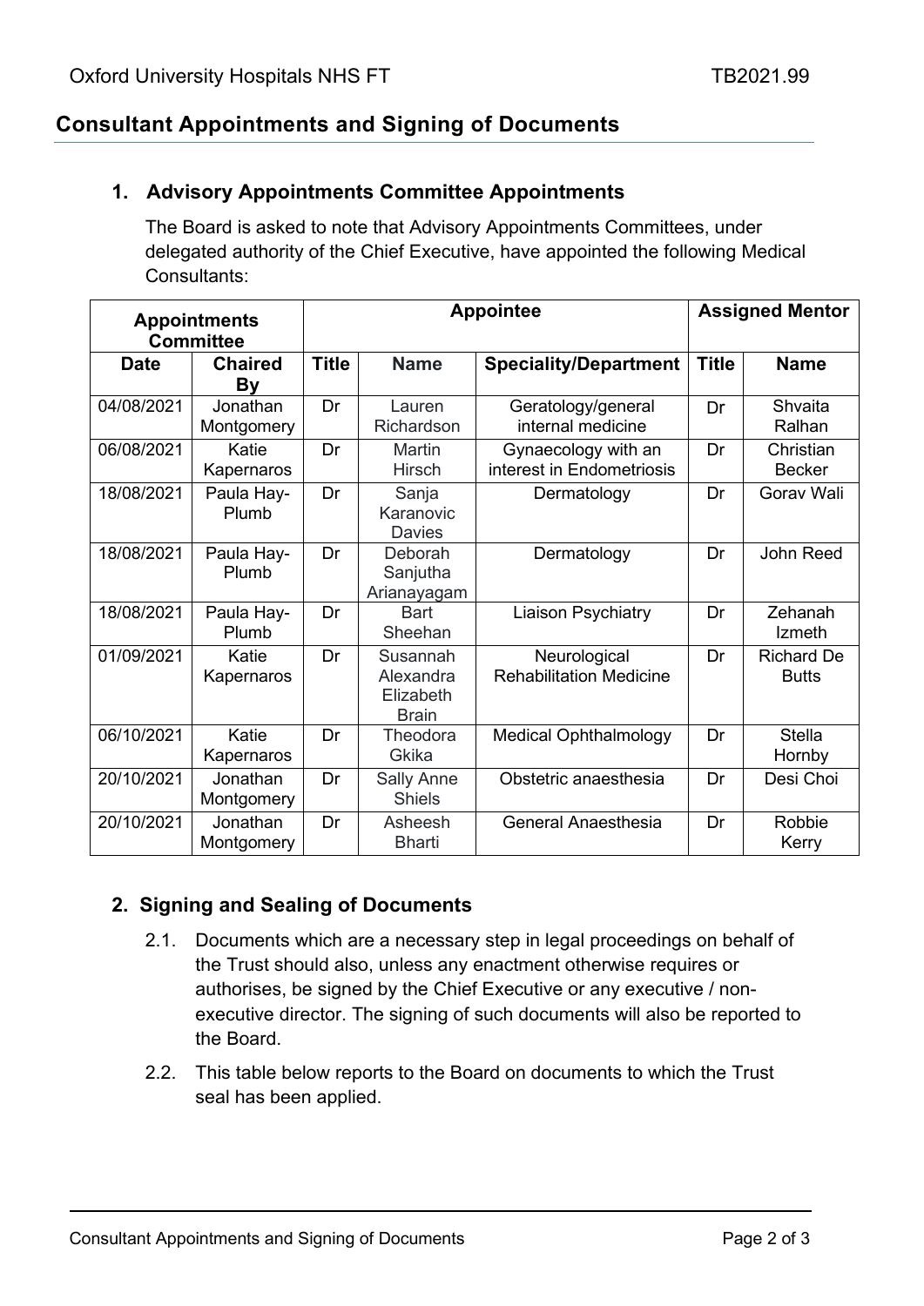## Consultant Appointments and Signing of Documents

### 1. Advisory Appointments Committee Appointments

The Board is asked to note that Advisory Appointments Committees, under delegated authority of the Chief Executive, have appointed the following Medical Consultants:

| Appointments Committee | | Appointee | | | Assigned Mentor | |
|---|---|---|---|---|---|---|
| **Date** | **Chaired By** | **Title** | **Name** | **Speciality/Department** | **Title** | **Name** |
| 04/08/2021 | Jonathan Montgomery | Dr | Lauren Richardson | Geratology/general internal medicine | Dr | Shvaita Ralhan |
| 06/08/2021 | Katie Kapernaros | Dr | Martin Hirsch | Gynaecology with an interest in Endometriosis | Dr | Christian Becker |
| 18/08/2021 | Paula Hay-Plumb | Dr | Sanja Karanovic Davies | Dermatology | Dr | Gorav Wali |
| 18/08/2021 | Paula Hay-Plumb | Dr | Deborah Sanjutha Arianayagam | Dermatology | Dr | John Reed |
| 18/08/2021 | Paula Hay-Plumb | Dr | Bart Sheehan | Liaison Psychiatry | Dr | Zehanah Izmeth |
| 01/09/2021 | Katie Kapernaros | Dr | Susannah Alexandra Elizabeth Brain | Neurological Rehabilitation Medicine | Dr | Richard De Butts |
| 06/10/2021 | Katie Kapernaros | Dr | Theodora Gkika | Medical Ophthalmology | Dr | Stella Hornby |
| 20/10/2021 | Jonathan Montgomery | Dr | Sally Anne Shiels | Obstetric anaesthesia | Dr | Desi Choi |
| 20/10/2021 | Jonathan Montgomery | Dr | Asheesh Bharti | General Anaesthesia | Dr | Robbie Kerry |

### 2. Signing and Sealing of Documents

2.1. Documents which are a necessary step in legal proceedings on behalf of the Trust should also, unless any enactment otherwise requires or authorises, be signed by the Chief Executive or any executive / non-executive director. The signing of such documents will also be reported to the Board.

2.2. This table below reports to the Board on documents to which the Trust seal has been applied.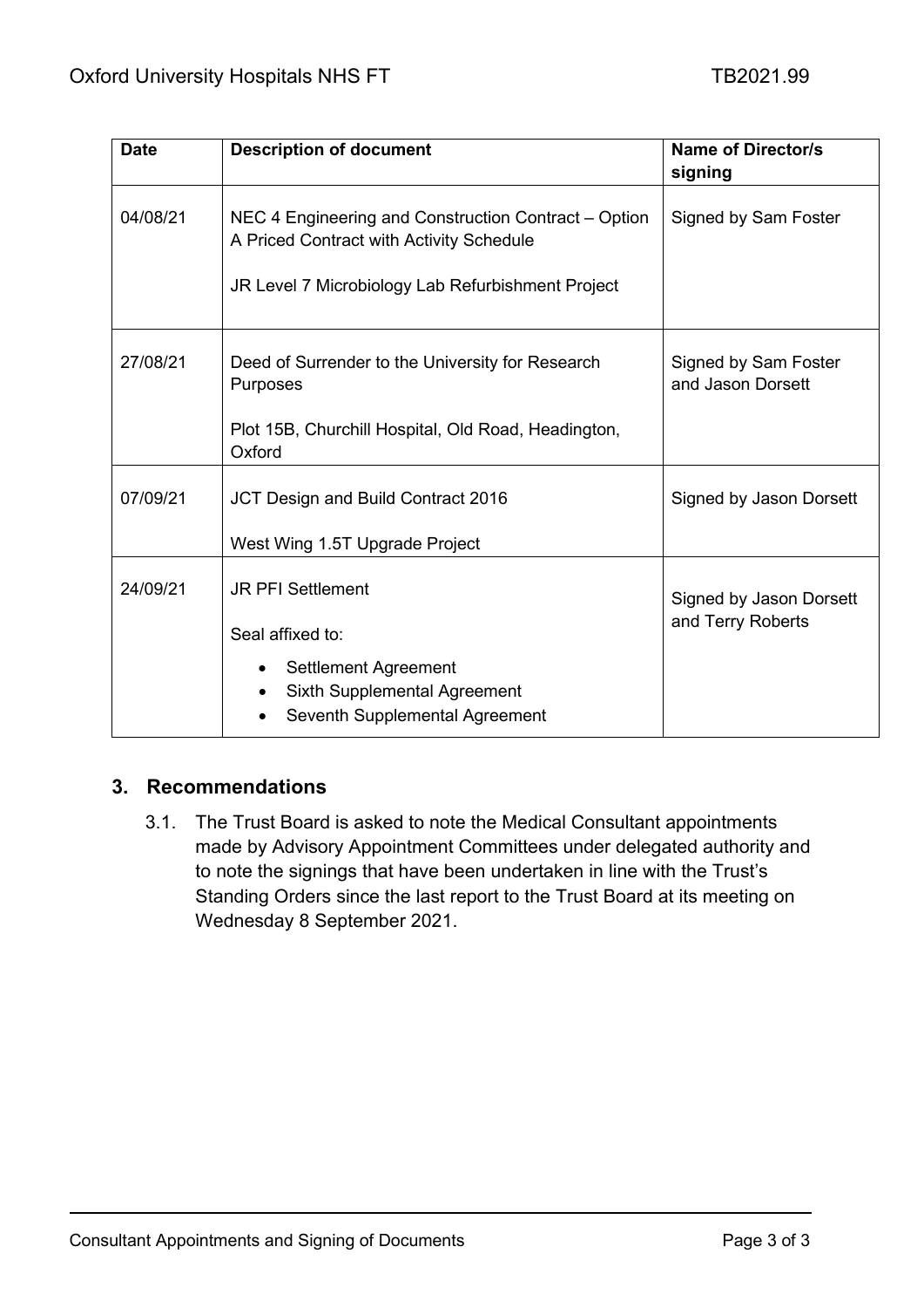| Date | Description of document | Name of Director/s signing |
|---|---|---|
| 04/08/21 | NEC 4 Engineering and Construction Contract – Option A Priced Contract with Activity Schedule<br><br>JR Level 7 Microbiology Lab Refurbishment Project | Signed by Sam Foster |
| 27/08/21 | Deed of Surrender to the University for Research Purposes<br><br>Plot 15B, Churchill Hospital, Old Road, Headington, Oxford | Signed by Sam Foster and Jason Dorsett |
| 07/09/21 | JCT Design and Build Contract 2016<br><br>West Wing 1.5T Upgrade Project | Signed by Jason Dorsett |
| 24/09/21 | JR PFI Settlement<br><br>Seal affixed to:<br>• Settlement Agreement<br>• Sixth Supplemental Agreement<br>• Seventh Supplemental Agreement | Signed by Jason Dorsett and Terry Roberts |

## 3. Recommendations

3.1. The Trust Board is asked to note the Medical Consultant appointments made by Advisory Appointment Committees under delegated authority and to note the signings that have been undertaken in line with the Trust's Standing Orders since the last report to the Trust Board at its meeting on Wednesday 8 September 2021.